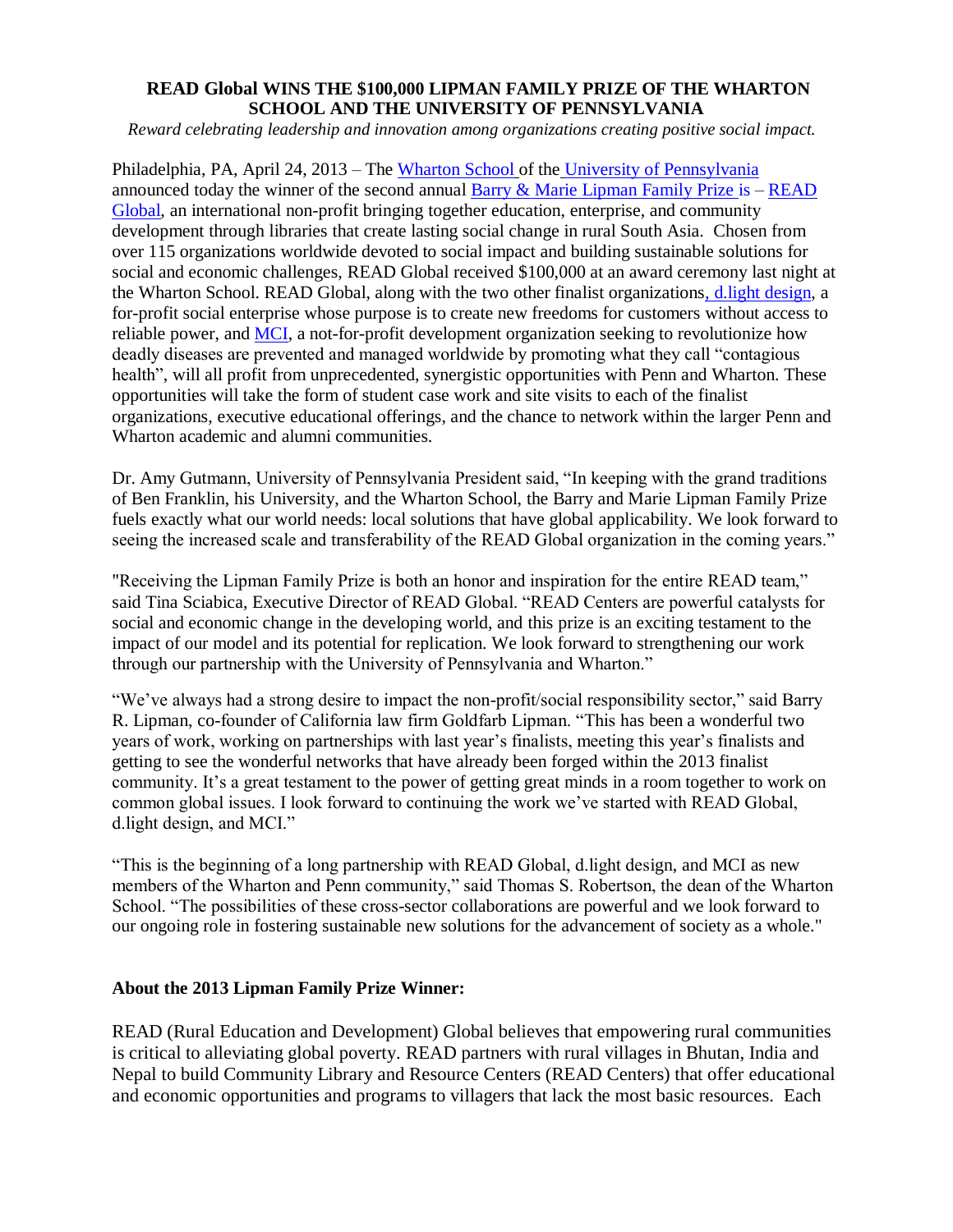**READ Global WINS THE $100,000 LIPMAN FAMILY PRIZE OF THE WHARTON SCHOOL AND THE UNIVERSITY OF PENNSYLVANIA**

*Reward celebrating leadership and innovation among organizations creating positive social impact.*

Philadelphia, PA, April 24, 2013 – The Wharton School of the University of Pennsylvania announced today the winner of the second annual Barry & Marie Lipman Family Prize is – READ Global, an international non-profit bringing together education, enterprise, and community development through libraries that create lasting social change in rural South Asia. Chosen from over 115 organizations worldwide devoted to social impact and building sustainable solutions for social and economic challenges, READ Global received $100,000 at an award ceremony last night at the Wharton School. READ Global, along with the two other finalist organizations, d.light design, a for-profit social enterprise whose purpose is to create new freedoms for customers without access to reliable power, and MCI, a not-for-profit development organization seeking to revolutionize how deadly diseases are prevented and managed worldwide by promoting what they call "contagious health", will all profit from unprecedented, synergistic opportunities with Penn and Wharton. These opportunities will take the form of student case work and site visits to each of the finalist organizations, executive educational offerings, and the chance to network within the larger Penn and Wharton academic and alumni communities.

Dr. Amy Gutmann, University of Pennsylvania President said, "In keeping with the grand traditions of Ben Franklin, his University, and the Wharton School, the Barry and Marie Lipman Family Prize fuels exactly what our world needs: local solutions that have global applicability. We look forward to seeing the increased scale and transferability of the READ Global organization in the coming years."

"Receiving the Lipman Family Prize is both an honor and inspiration for the entire READ team," said Tina Sciabica, Executive Director of READ Global. "READ Centers are powerful catalysts for social and economic change in the developing world, and this prize is an exciting testament to the impact of our model and its potential for replication. We look forward to strengthening our work through our partnership with the University of Pennsylvania and Wharton."

"We've always had a strong desire to impact the non-profit/social responsibility sector," said Barry R. Lipman, co-founder of California law firm Goldfarb Lipman. "This has been a wonderful two years of work, working on partnerships with last year's finalists, meeting this year's finalists and getting to see the wonderful networks that have already been forged within the 2013 finalist community. It's a great testament to the power of getting great minds in a room together to work on common global issues. I look forward to continuing the work we've started with READ Global, d.light design, and MCI."

"This is the beginning of a long partnership with READ Global, d.light design, and MCI as new members of the Wharton and Penn community," said Thomas S. Robertson, the dean of the Wharton School. "The possibilities of these cross-sector collaborations are powerful and we look forward to our ongoing role in fostering sustainable new solutions for the advancement of society as a whole."

**About the 2013 Lipman Family Prize Winner:**

READ (Rural Education and Development) Global believes that empowering rural communities is critical to alleviating global poverty. READ partners with rural villages in Bhutan, India and Nepal to build Community Library and Resource Centers (READ Centers) that offer educational and economic opportunities and programs to villagers that lack the most basic resources. Each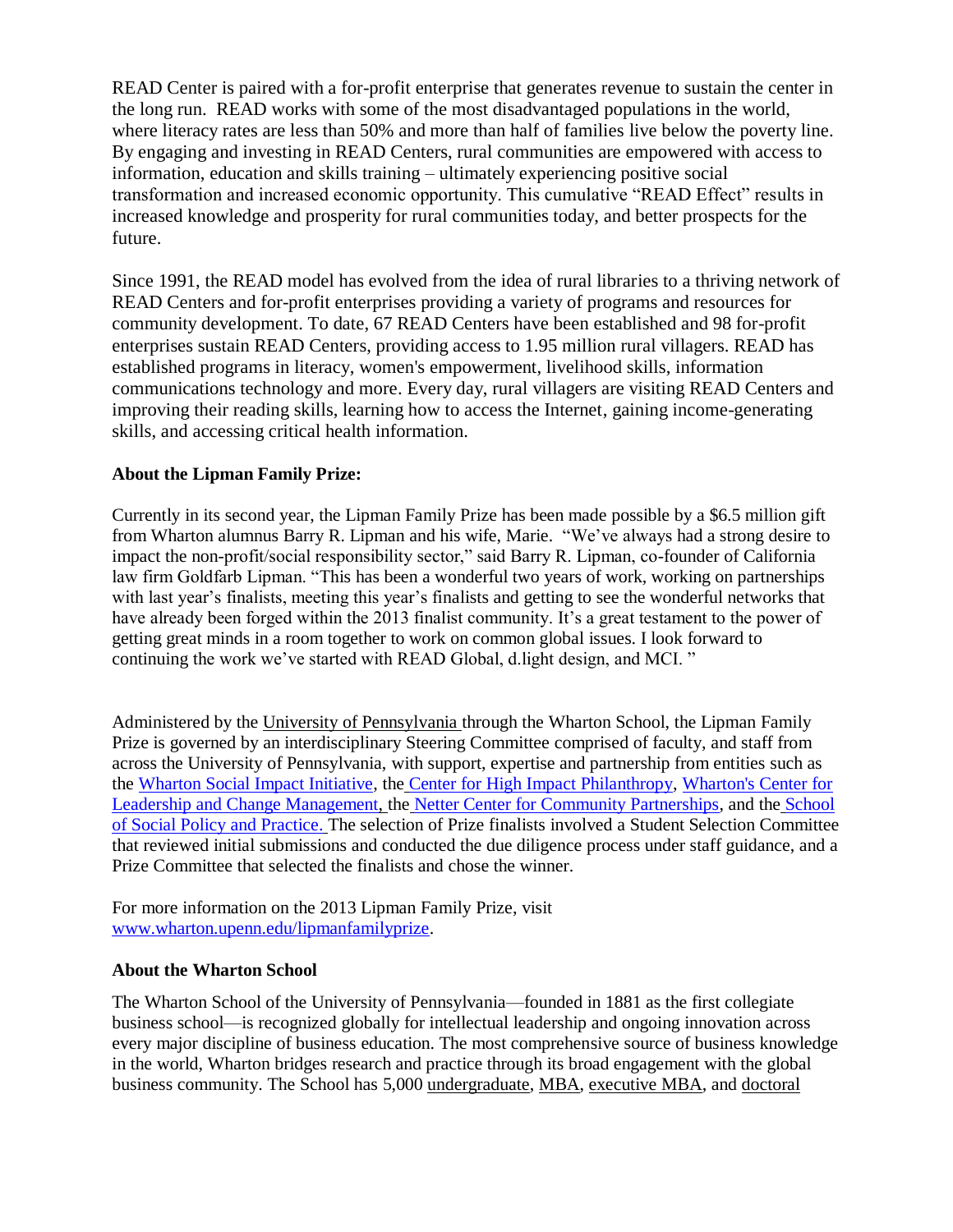READ Center is paired with a for-profit enterprise that generates revenue to sustain the center in the long run. READ works with some of the most disadvantaged populations in the world, where literacy rates are less than 50% and more than half of families live below the poverty line. By engaging and investing in READ Centers, rural communities are empowered with access to information, education and skills training – ultimately experiencing positive social transformation and increased economic opportunity. This cumulative "READ Effect" results in increased knowledge and prosperity for rural communities today, and better prospects for the future.

Since 1991, the READ model has evolved from the idea of rural libraries to a thriving network of READ Centers and for-profit enterprises providing a variety of programs and resources for community development. To date, 67 READ Centers have been established and 98 for-profit enterprises sustain READ Centers, providing access to 1.95 million rural villagers. READ has established programs in literacy, women's empowerment, livelihood skills, information communications technology and more. Every day, rural villagers are visiting READ Centers and improving their reading skills, learning how to access the Internet, gaining income-generating skills, and accessing critical health information.

**About the Lipman Family Prize:**

Currently in its second year, the Lipman Family Prize has been made possible by a $6.5 million gift from Wharton alumnus Barry R. Lipman and his wife, Marie. "We've always had a strong desire to impact the non-profit/social responsibility sector," said Barry R. Lipman, co-founder of California law firm Goldfarb Lipman. "This has been a wonderful two years of work, working on partnerships with last year's finalists, meeting this year's finalists and getting to see the wonderful networks that have already been forged within the 2013 finalist community. It's a great testament to the power of getting great minds in a room together to work on common global issues. I look forward to continuing the work we've started with READ Global, d.light design, and MCI. "

Administered by the University of Pennsylvania through the Wharton School, the Lipman Family Prize is governed by an interdisciplinary Steering Committee comprised of faculty, and staff from across the University of Pennsylvania, with support, expertise and partnership from entities such as the Wharton Social Impact Initiative, the Center for High Impact Philanthropy, Wharton's Center for Leadership and Change Management, the Netter Center for Community Partnerships, and the School of Social Policy and Practice. The selection of Prize finalists involved a Student Selection Committee that reviewed initial submissions and conducted the due diligence process under staff guidance, and a Prize Committee that selected the finalists and chose the winner.

For more information on the 2013 Lipman Family Prize, visit www.wharton.upenn.edu/lipmanfamilyprize.

**About the Wharton School**

The Wharton School of the University of Pennsylvania—founded in 1881 as the first collegiate business school—is recognized globally for intellectual leadership and ongoing innovation across every major discipline of business education. The most comprehensive source of business knowledge in the world, Wharton bridges research and practice through its broad engagement with the global business community. The School has 5,000 undergraduate, MBA, executive MBA, and doctoral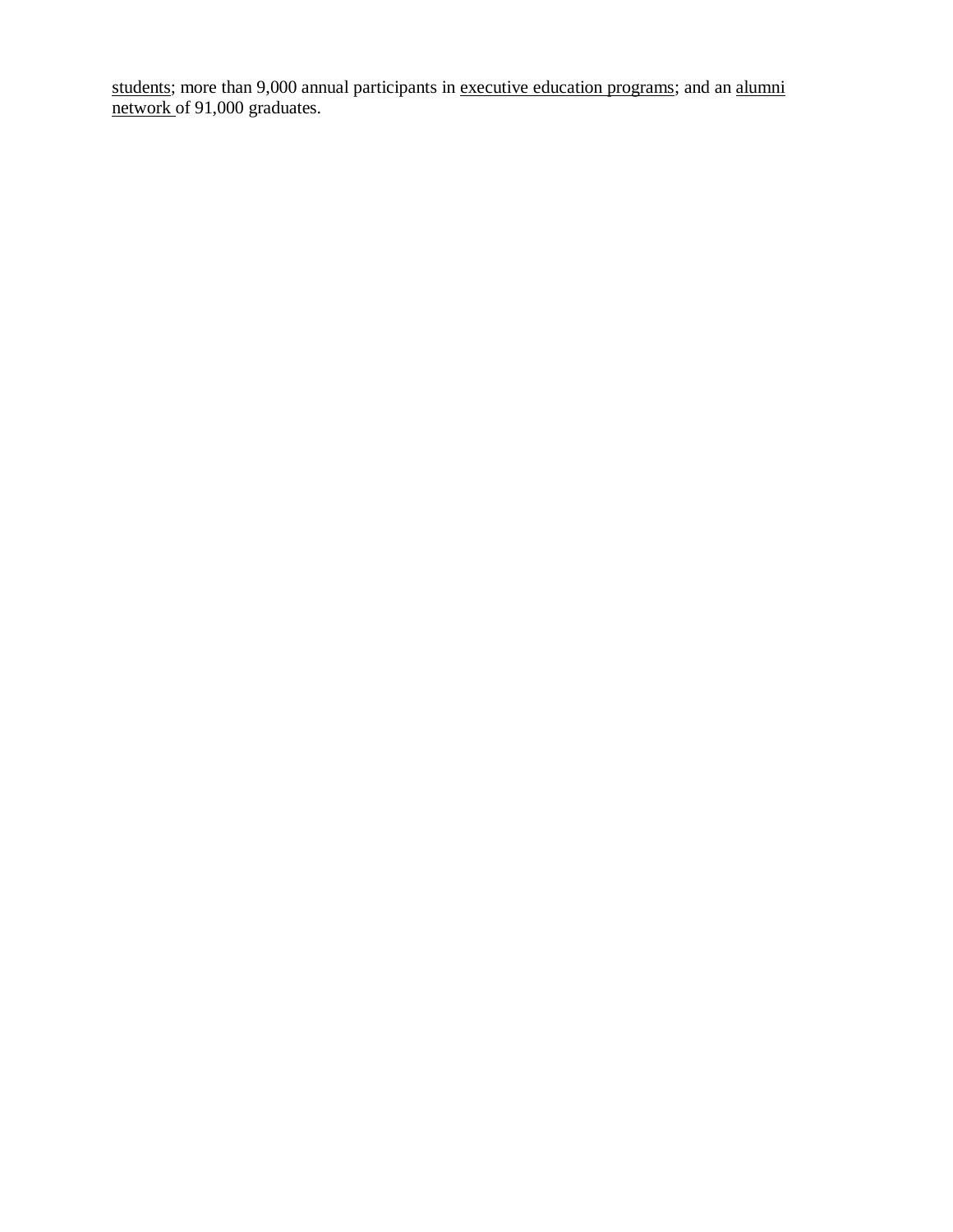students; more than 9,000 annual participants in executive education programs; and an alumni network of 91,000 graduates.